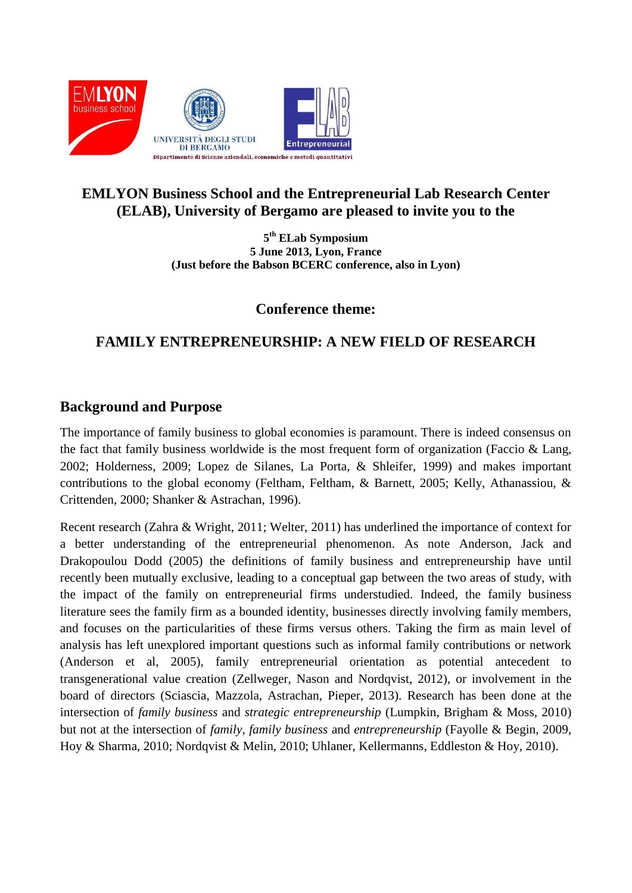**EMLYON Business School and the Entrepreneurial Lab Research Center (ELAB), University of Bergamo are pleased to invite you to the**

**5th ELab Symposium**
**5 June 2013, Lyon, France**
**(Just before the Babson BCERC conference, also in Lyon)**

## Conference theme:

## FAMILY ENTREPRENEURSHIP: A NEW FIELD OF RESEARCH

## Background and Purpose

The importance of family business to global economies is paramount. There is indeed consensus on the fact that family business worldwide is the most frequent form of organization (Faccio & Lang, 2002; Holderness, 2009; Lopez de Silanes, La Porta, & Shleifer, 1999) and makes important contributions to the global economy (Feltham, Feltham, & Barnett, 2005; Kelly, Athanassiou, & Crittenden, 2000; Shanker & Astrachan, 1996).

Recent research (Zahra & Wright, 2011; Welter, 2011) has underlined the importance of context for a better understanding of the entrepreneurial phenomenon. As note Anderson, Jack and Drakopoulou Dodd (2005) the definitions of family business and entrepreneurship have until recently been mutually exclusive, leading to a conceptual gap between the two areas of study, with the impact of the family on entrepreneurial firms understudied. Indeed, the family business literature sees the family firm as a bounded identity, businesses directly involving family members, and focuses on the particularities of these firms versus others. Taking the firm as main level of analysis has left unexplored important questions such as informal family contributions or network (Anderson et al, 2005), family entrepreneurial orientation as potential antecedent to transgenerational value creation (Zellweger, Nason and Nordqvist, 2012), or involvement in the board of directors (Sciascia, Mazzola, Astrachan, Pieper, 2013). Research has been done at the intersection of *family business* and *strategic entrepreneurship* (Lumpkin, Brigham & Moss, 2010) but not at the intersection of *family*, *family business* and *entrepreneurship* (Fayolle & Begin, 2009, Hoy & Sharma, 2010; Nordqvist & Melin, 2010; Uhlaner, Kellermanns, Eddleston & Hoy, 2010).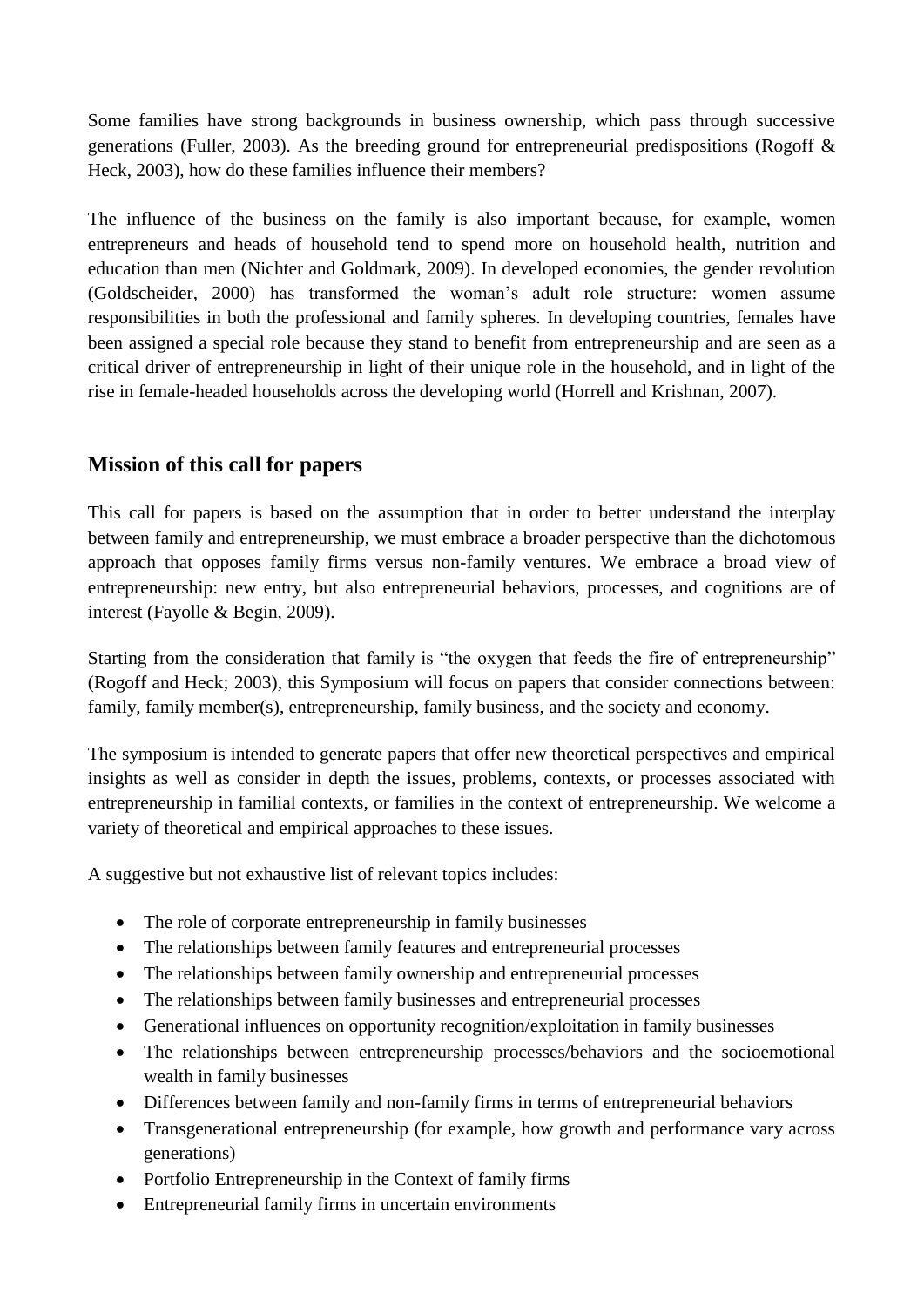Some families have strong backgrounds in business ownership, which pass through successive generations (Fuller, 2003). As the breeding ground for entrepreneurial predispositions (Rogoff & Heck, 2003), how do these families influence their members?

The influence of the business on the family is also important because, for example, women entrepreneurs and heads of household tend to spend more on household health, nutrition and education than men (Nichter and Goldmark, 2009). In developed economies, the gender revolution (Goldscheider, 2000) has transformed the woman's adult role structure: women assume responsibilities in both the professional and family spheres. In developing countries, females have been assigned a special role because they stand to benefit from entrepreneurship and are seen as a critical driver of entrepreneurship in light of their unique role in the household, and in light of the rise in female-headed households across the developing world (Horrell and Krishnan, 2007).

## Mission of this call for papers

This call for papers is based on the assumption that in order to better understand the interplay between family and entrepreneurship, we must embrace a broader perspective than the dichotomous approach that opposes family firms versus non-family ventures. We embrace a broad view of entrepreneurship: new entry, but also entrepreneurial behaviors, processes, and cognitions are of interest (Fayolle & Begin, 2009).

Starting from the consideration that family is "the oxygen that feeds the fire of entrepreneurship" (Rogoff and Heck; 2003), this Symposium will focus on papers that consider connections between: family, family member(s), entrepreneurship, family business, and the society and economy.

The symposium is intended to generate papers that offer new theoretical perspectives and empirical insights as well as consider in depth the issues, problems, contexts, or processes associated with entrepreneurship in familial contexts, or families in the context of entrepreneurship. We welcome a variety of theoretical and empirical approaches to these issues.

A suggestive but not exhaustive list of relevant topics includes:

- The role of corporate entrepreneurship in family businesses
- The relationships between family features and entrepreneurial processes
- The relationships between family ownership and entrepreneurial processes
- The relationships between family businesses and entrepreneurial processes
- Generational influences on opportunity recognition/exploitation in family businesses
- The relationships between entrepreneurship processes/behaviors and the socioemotional wealth in family businesses
- Differences between family and non-family firms in terms of entrepreneurial behaviors
- Transgenerational entrepreneurship (for example, how growth and performance vary across generations)
- Portfolio Entrepreneurship in the Context of family firms
- Entrepreneurial family firms in uncertain environments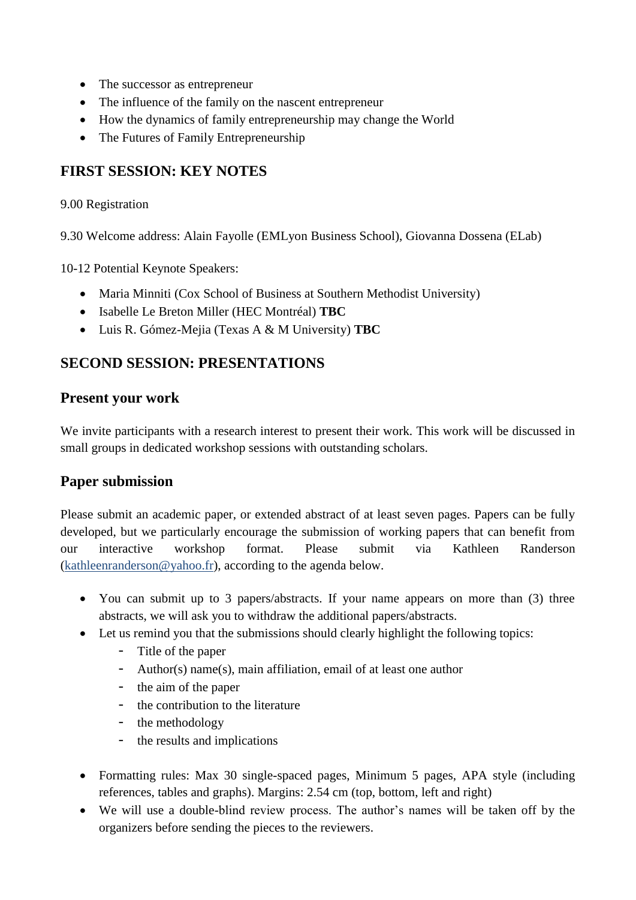- The successor as entrepreneur
- The influence of the family on the nascent entrepreneur
- How the dynamics of family entrepreneurship may change the World
- The Futures of Family Entrepreneurship

## FIRST SESSION: KEY NOTES

9.00 Registration

9.30 Welcome address: Alain Fayolle (EMLyon Business School), Giovanna Dossena (ELab)

10-12 Potential Keynote Speakers:

- Maria Minniti (Cox School of Business at Southern Methodist University)
- Isabelle Le Breton Miller (HEC Montréal) **TBC**
- Luis R. Gómez-Mejia (Texas A & M University) **TBC**

## SECOND SESSION: PRESENTATIONS

### Present your work

We invite participants with a research interest to present their work. This work will be discussed in small groups in dedicated workshop sessions with outstanding scholars.

### Paper submission

Please submit an academic paper, or extended abstract of at least seven pages. Papers can be fully developed, but we particularly encourage the submission of working papers that can benefit from our interactive workshop format. Please submit via Kathleen Randerson (kathleenranderson@yahoo.fr), according to the agenda below.

- You can submit up to 3 papers/abstracts. If your name appears on more than (3) three abstracts, we will ask you to withdraw the additional papers/abstracts.
- Let us remind you that the submissions should clearly highlight the following topics:
  - Title of the paper
  - Author(s) name(s), main affiliation, email of at least one author
  - the aim of the paper
  - the contribution to the literature
  - the methodology
  - the results and implications

- Formatting rules: Max 30 single-spaced pages, Minimum 5 pages, APA style (including references, tables and graphs). Margins: 2.54 cm (top, bottom, left and right)
- We will use a double-blind review process. The author's names will be taken off by the organizers before sending the pieces to the reviewers.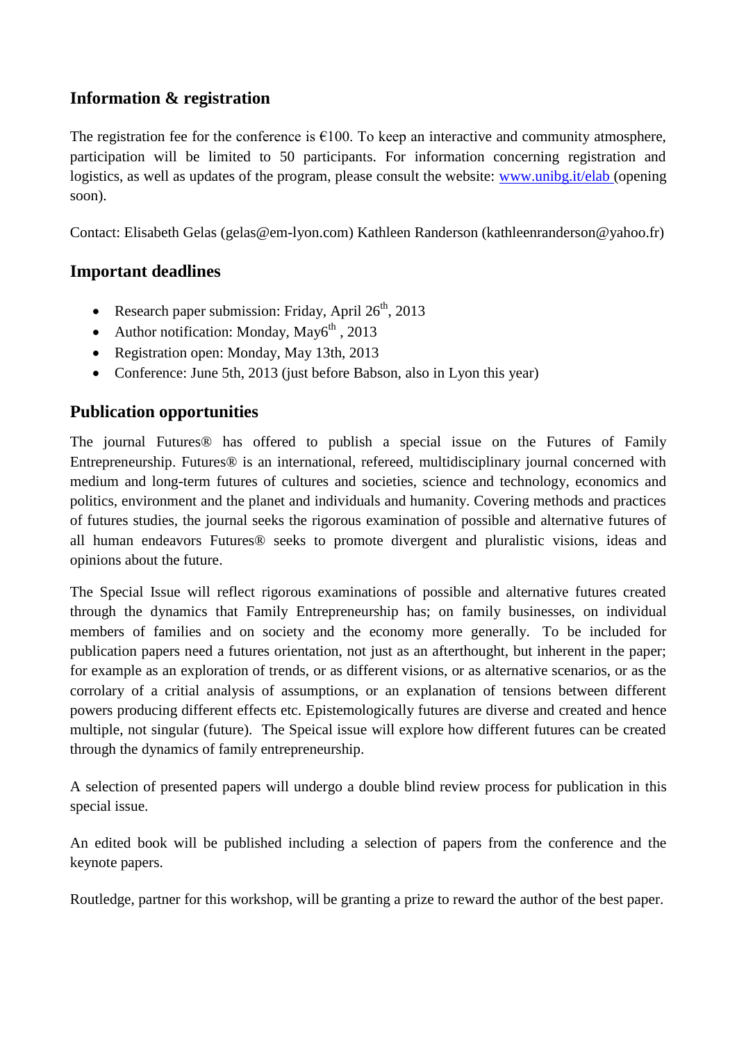## Information & registration

The registration fee for the conference is €100. To keep an interactive and community atmosphere, participation will be limited to 50 participants. For information concerning registration and logistics, as well as updates of the program, please consult the website: [www.unibg.it/elab](www.unibg.it/elab) (opening soon).

Contact: Elisabeth Gelas (gelas@em-lyon.com) Kathleen Randerson (kathleenranderson@yahoo.fr)

## Important deadlines

- Research paper submission: Friday, April 26th, 2013
- Author notification: Monday, May6th , 2013
- Registration open: Monday, May 13th, 2013
- Conference: June 5th, 2013 (just before Babson, also in Lyon this year)

## Publication opportunities

The journal Futures® has offered to publish a special issue on the Futures of Family Entrepreneurship. Futures® is an international, refereed, multidisciplinary journal concerned with medium and long-term futures of cultures and societies, science and technology, economics and politics, environment and the planet and individuals and humanity. Covering methods and practices of futures studies, the journal seeks the rigorous examination of possible and alternative futures of all human endeavors Futures® seeks to promote divergent and pluralistic visions, ideas and opinions about the future.

The Special Issue will reflect rigorous examinations of possible and alternative futures created through the dynamics that Family Entrepreneurship has; on family businesses, on individual members of families and on society and the economy more generally. To be included for publication papers need a futures orientation, not just as an afterthought, but inherent in the paper; for example as an exploration of trends, or as different visions, or as alternative scenarios, or as the corrolary of a critial analysis of assumptions, or an explanation of tensions between different powers producing different effects etc. Epistemologically futures are diverse and created and hence multiple, not singular (future). The Speical issue will explore how different futures can be created through the dynamics of family entrepreneurship.

A selection of presented papers will undergo a double blind review process for publication in this special issue.

An edited book will be published including a selection of papers from the conference and the keynote papers.

Routledge, partner for this workshop, will be granting a prize to reward the author of the best paper.